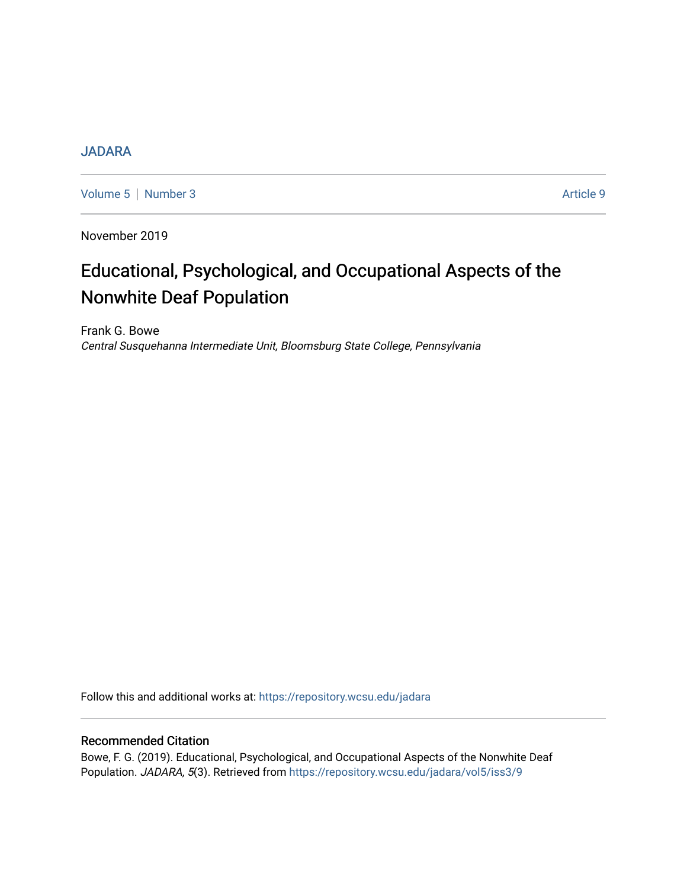JADARA

Volume 5 | Number 3 Article 9

November 2019

# Educational, Psychological, and Occupational Aspects of the Nonwhite Deaf Population

Frank G. Bowe
*Central Susquehanna Intermediate Unit, Bloomsburg State College, Pennsylvania*

Follow this and additional works at: https://repository.wcsu.edu/jadara

## Recommended Citation

Bowe, F. G. (2019). Educational, Psychological, and Occupational Aspects of the Nonwhite Deaf Population. *JADARA, 5*(3). Retrieved from https://repository.wcsu.edu/jadara/vol5/iss3/9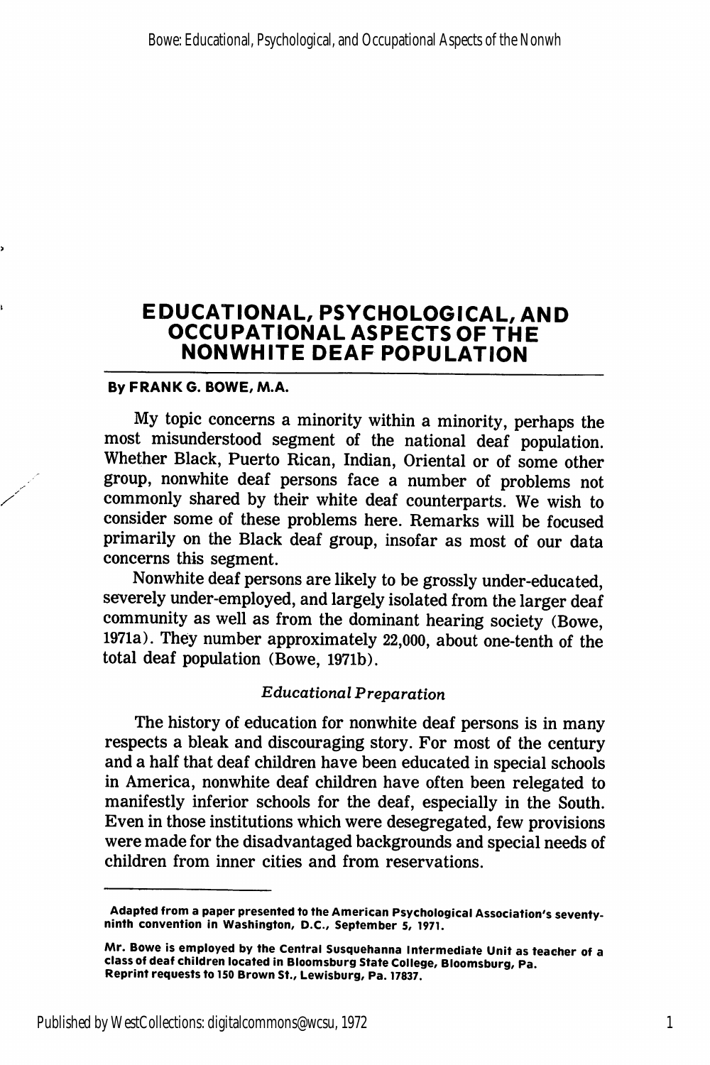# EDUCATIONAL, PSYCHOLOGICAL, AND OCCUPATIONAL ASPECTS OF THE NONWHITE DEAF POPULATION

**By FRANK G. BOWE, M.A.**

My topic concerns a minority within a minority, perhaps the most misunderstood segment of the national deaf population. Whether Black, Puerto Rican, Indian, Oriental or of some other group, nonwhite deaf persons face a number of problems not commonly shared by their white deaf counterparts. We wish to consider some of these problems here. Remarks will be focused primarily on the Black deaf group, insofar as most of our data concerns this segment.

Nonwhite deaf persons are likely to be grossly under-educated, severely under-employed, and largely isolated from the larger deaf community as well as from the dominant hearing society (Bowe, 1971a). They number approximately 22,000, about one-tenth of the total deaf population (Bowe, 1971b).

### *Educational Preparation*

The history of education for nonwhite deaf persons is in many respects a bleak and discouraging story. For most of the century and a half that deaf children have been educated in special schools in America, nonwhite deaf children have often been relegated to manifestly inferior schools for the deaf, especially in the South. Even in those institutions which were desegregated, few provisions were made for the disadvantaged backgrounds and special needs of children from inner cities and from reservations.

---

**Adapted from a paper presented to the American Psychological Association's seventy-ninth convention in Washington, D.C., September 5, 1971.**

**Mr. Bowe is employed by the Central Susquehanna Intermediate Unit as teacher of a class of deaf children located in Bloomsburg State College, Bloomsburg, Pa. Reprint requests to 150 Brown St., Lewisburg, Pa. 17837.**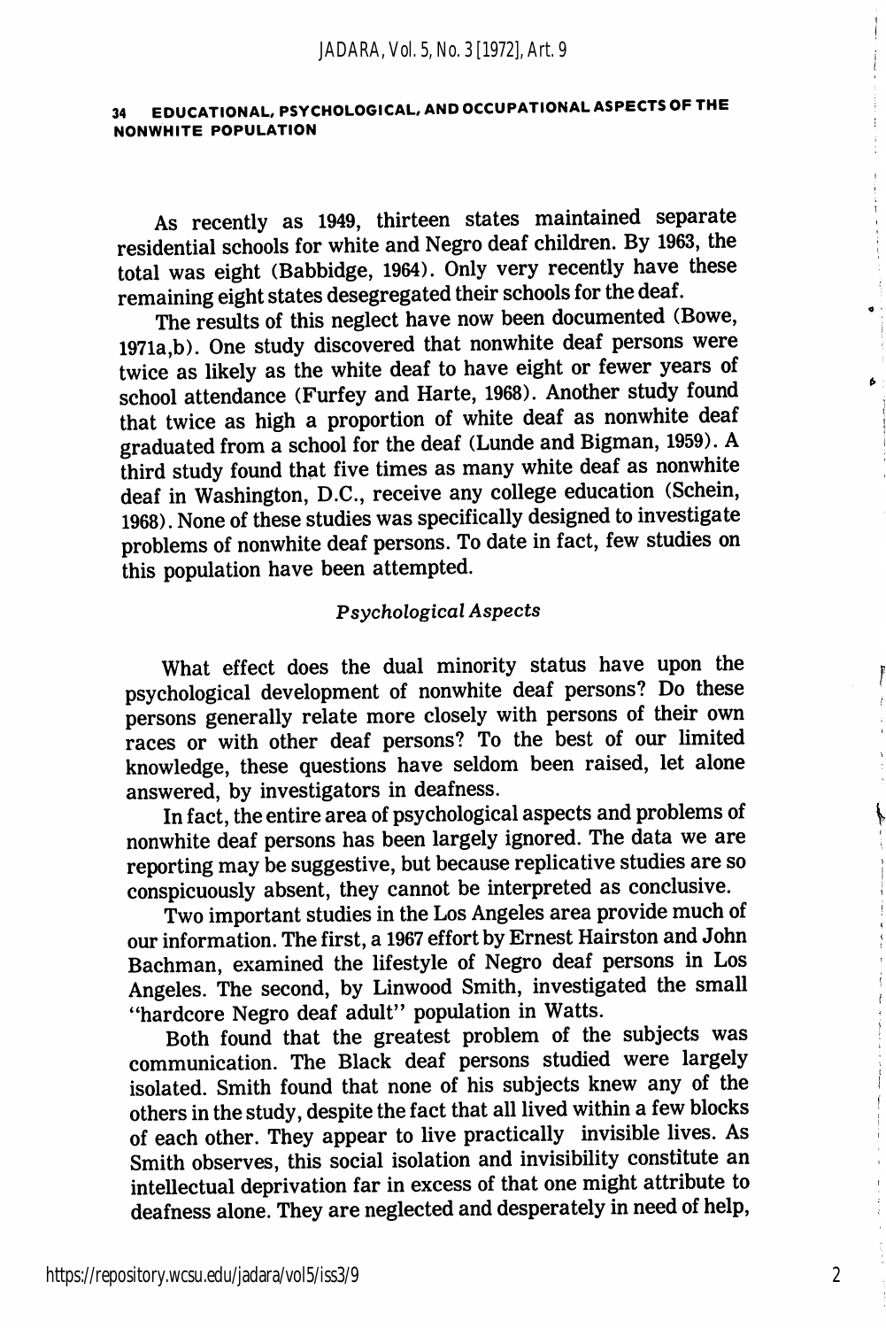As recently as 1949, thirteen states maintained separate residential schools for white and Negro deaf children. By 1963, the total was eight (Babbidge, 1964). Only very recently have these remaining eight states desegregated their schools for the deaf.

The results of this neglect have now been documented (Bowe, 1971a,b). One study discovered that nonwhite deaf persons were twice as likely as the white deaf to have eight or fewer years of school attendance (Furfey and Harte, 1968). Another study found that twice as high a proportion of white deaf as nonwhite deaf graduated from a school for the deaf (Lunde and Bigman, 1959). A third study found that five times as many white deaf as nonwhite deaf in Washington, D.C., receive any college education (Schein, 1968). None of these studies was specifically designed to investigate problems of nonwhite deaf persons. To date in fact, few studies on this population have been attempted.

### *Psychological Aspects*

What effect does the dual minority status have upon the psychological development of nonwhite deaf persons? Do these persons generally relate more closely with persons of their own races or with other deaf persons? To the best of our limited knowledge, these questions have seldom been raised, let alone answered, by investigators in deafness.

In fact, the entire area of psychological aspects and problems of nonwhite deaf persons has been largely ignored. The data we are reporting may be suggestive, but because replicative studies are so conspicuously absent, they cannot be interpreted as conclusive.

Two important studies in the Los Angeles area provide much of our information. The first, a 1967 effort by Ernest Hairston and John Bachman, examined the lifestyle of Negro deaf persons in Los Angeles. The second, by Linwood Smith, investigated the small "hardcore Negro deaf adult" population in Watts.

Both found that the greatest problem of the subjects was communication. The Black deaf persons studied were largely isolated. Smith found that none of his subjects knew any of the others in the study, despite the fact that all lived within a few blocks of each other. They appear to live practically invisible lives. As Smith observes, this social isolation and invisibility constitute an intellectual deprivation far in excess of that one might attribute to deafness alone. They are neglected and desperately in need of help,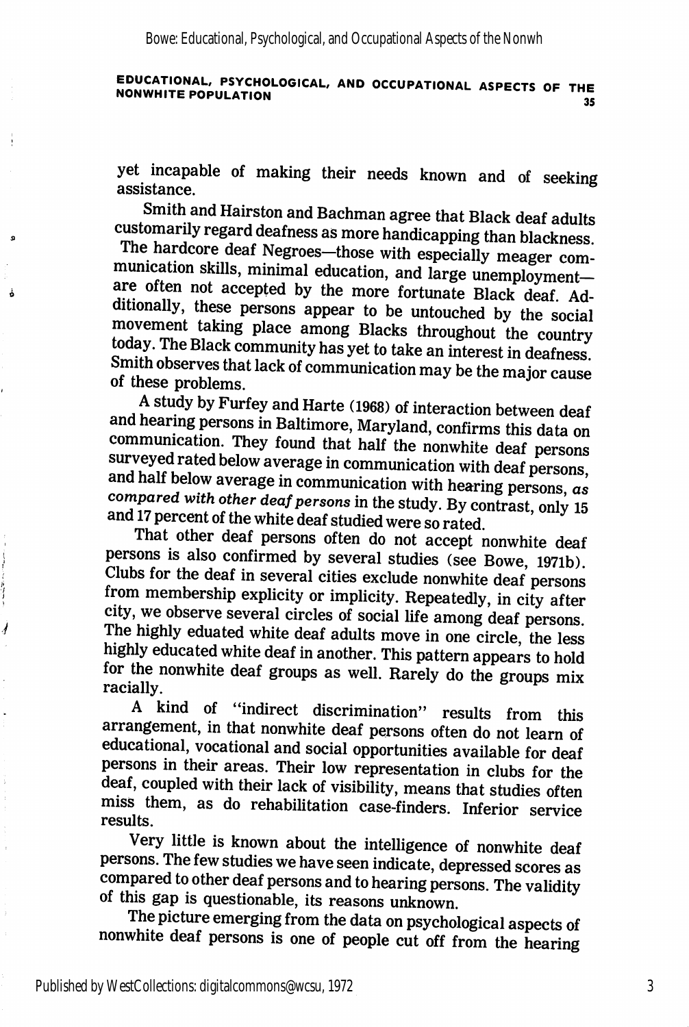yet incapable of making their needs known and of seeking assistance.

Smith and Hairston and Bachman agree that Black deaf adults customarily regard deafness as more handicapping than blackness. The hardcore deaf Negroes—those with especially meager communication skills, minimal education, and large unemployment—are often not accepted by the more fortunate Black deaf. Additionally, these persons appear to be untouched by the social movement taking place among Blacks throughout the country today. The Black community has yet to take an interest in deafness. Smith observes that lack of communication may be the major cause of these problems.

A study by Furfey and Harte (1968) of interaction between deaf and hearing persons in Baltimore, Maryland, confirms this data on communication. They found that half the nonwhite deaf persons surveyed rated below average in communication with deaf persons, and half below average in communication with hearing persons, *as compared with other deaf persons* in the study. By contrast, only 15 and 17 percent of the white deaf studied were so rated.

That other deaf persons often do not accept nonwhite deaf persons is also confirmed by several studies (see Bowe, 1971b). Clubs for the deaf in several cities exclude nonwhite deaf persons from membership explicity or implicity. Repeatedly, in city after city, we observe several circles of social life among deaf persons. The highly eduated white deaf adults move in one circle, the less highly educated white deaf in another. This pattern appears to hold for the nonwhite deaf groups as well. Rarely do the groups mix racially.

A kind of "indirect discrimination" results from this arrangement, in that nonwhite deaf persons often do not learn of educational, vocational and social opportunities available for deaf persons in their areas. Their low representation in clubs for the deaf, coupled with their lack of visibility, means that studies often miss them, as do rehabilitation case-finders. Inferior service results.

Very little is known about the intelligence of nonwhite deaf persons. The few studies we have seen indicate, depressed scores as compared to other deaf persons and to hearing persons. The validity of this gap is questionable, its reasons unknown.

The picture emerging from the data on psychological aspects of nonwhite deaf persons is one of people cut off from the hearing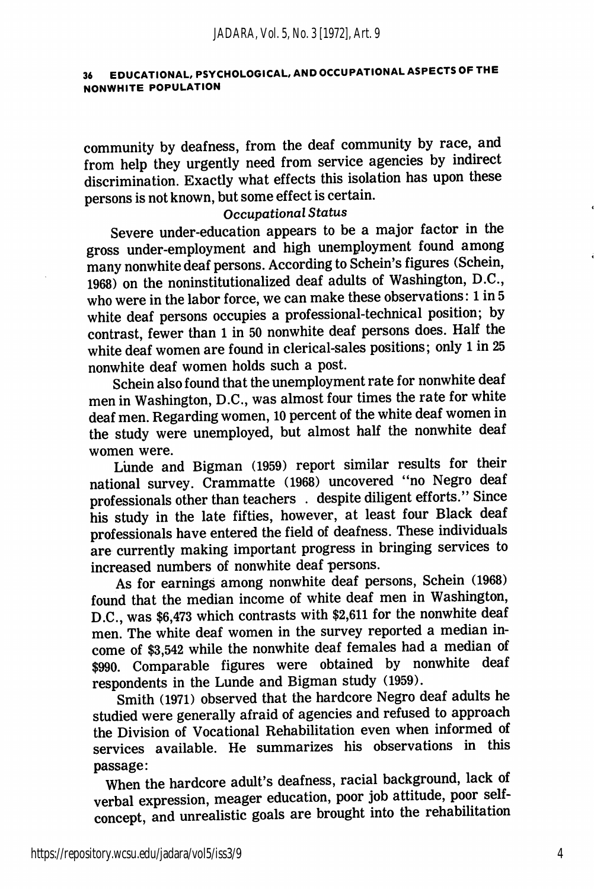community by deafness, from the deaf community by race, and from help they urgently need from service agencies by indirect discrimination. Exactly what effects this isolation has upon these persons is not known, but some effect is certain.

*Occupational Status*

Severe under-education appears to be a major factor in the gross under-employment and high unemployment found among many nonwhite deaf persons. According to Schein's figures (Schein, 1968) on the noninstitutionalized deaf adults of Washington, D.C., who were in the labor force, we can make these observations: 1 in 5 white deaf persons occupies a professional-technical position; by contrast, fewer than 1 in 50 nonwhite deaf persons does. Half the white deaf women are found in clerical-sales positions; only 1 in 25 nonwhite deaf women holds such a post.

Schein also found that the unemployment rate for nonwhite deaf men in Washington, D.C., was almost four times the rate for white deaf men. Regarding women, 10 percent of the white deaf women in the study were unemployed, but almost half the nonwhite deaf women were.

Lunde and Bigman (1959) report similar results for their national survey. Crammatte (1968) uncovered "no Negro deaf professionals other than teachers . despite diligent efforts." Since his study in the late fifties, however, at least four Black deaf professionals have entered the field of deafness. These individuals are currently making important progress in bringing services to increased numbers of nonwhite deaf persons.

As for earnings among nonwhite deaf persons, Schein (1968) found that the median income of white deaf men in Washington, D.C., was \$6,473 which contrasts with \$2,611 for the nonwhite deaf men. The white deaf women in the survey reported a median income of \$3,542 while the nonwhite deaf females had a median of \$990. Comparable figures were obtained by nonwhite deaf respondents in the Lunde and Bigman study (1959).

Smith (1971) observed that the hardcore Negro deaf adults he studied were generally afraid of agencies and refused to approach the Division of Vocational Rehabilitation even when informed of services available. He summarizes his observations in this passage:

When the hardcore adult's deafness, racial background, lack of verbal expression, meager education, poor job attitude, poor self-concept, and unrealistic goals are brought into the rehabilitation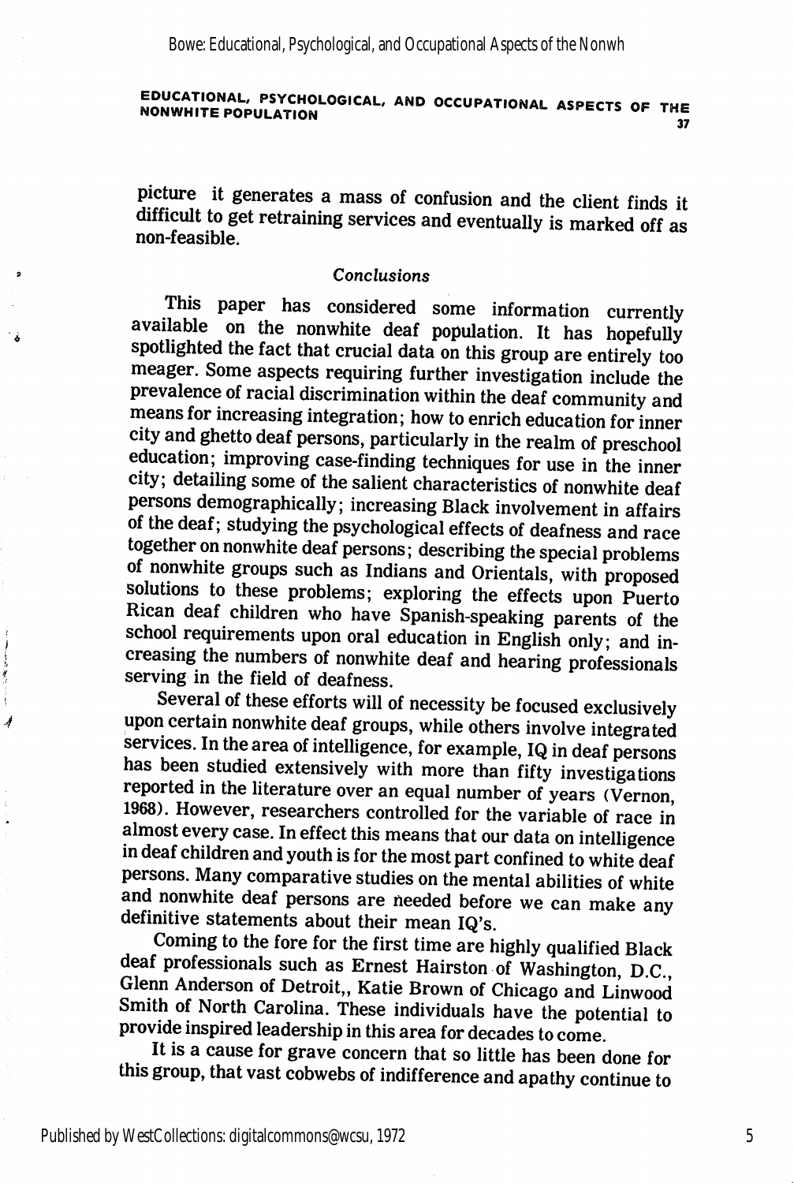picture it generates a mass of confusion and the client finds it difficult to get retraining services and eventually is marked off as non-feasible.

### *Conclusions*

This paper has considered some information currently available on the nonwhite deaf population. It has hopefully spotlighted the fact that crucial data on this group are entirely too meager. Some aspects requiring further investigation include the prevalence of racial discrimination within the deaf community and means for increasing integration; how to enrich education for inner city and ghetto deaf persons, particularly in the realm of preschool education; improving case-finding techniques for use in the inner city; detailing some of the salient characteristics of nonwhite deaf persons demographically; increasing Black involvement in affairs of the deaf; studying the psychological effects of deafness and race together on nonwhite deaf persons; describing the special problems of nonwhite groups such as Indians and Orientals, with proposed solutions to these problems; exploring the effects upon Puerto Rican deaf children who have Spanish-speaking parents of the school requirements upon oral education in English only; and increasing the numbers of nonwhite deaf and hearing professionals serving in the field of deafness.

Several of these efforts will of necessity be focused exclusively upon certain nonwhite deaf groups, while others involve integrated services. In the area of intelligence, for example, IQ in deaf persons has been studied extensively with more than fifty investigations reported in the literature over an equal number of years (Vernon, 1968). However, researchers controlled for the variable of race in almost every case. In effect this means that our data on intelligence in deaf children and youth is for the most part confined to white deaf persons. Many comparative studies on the mental abilities of white and nonwhite deaf persons are needed before we can make any definitive statements about their mean IQ's.

Coming to the fore for the first time are highly qualified Black deaf professionals such as Ernest Hairston of Washington, D.C., Glenn Anderson of Detroit,, Katie Brown of Chicago and Linwood Smith of North Carolina. These individuals have the potential to provide inspired leadership in this area for decades to come.

It is a cause for grave concern that so little has been done for this group, that vast cobwebs of indifference and apathy continue to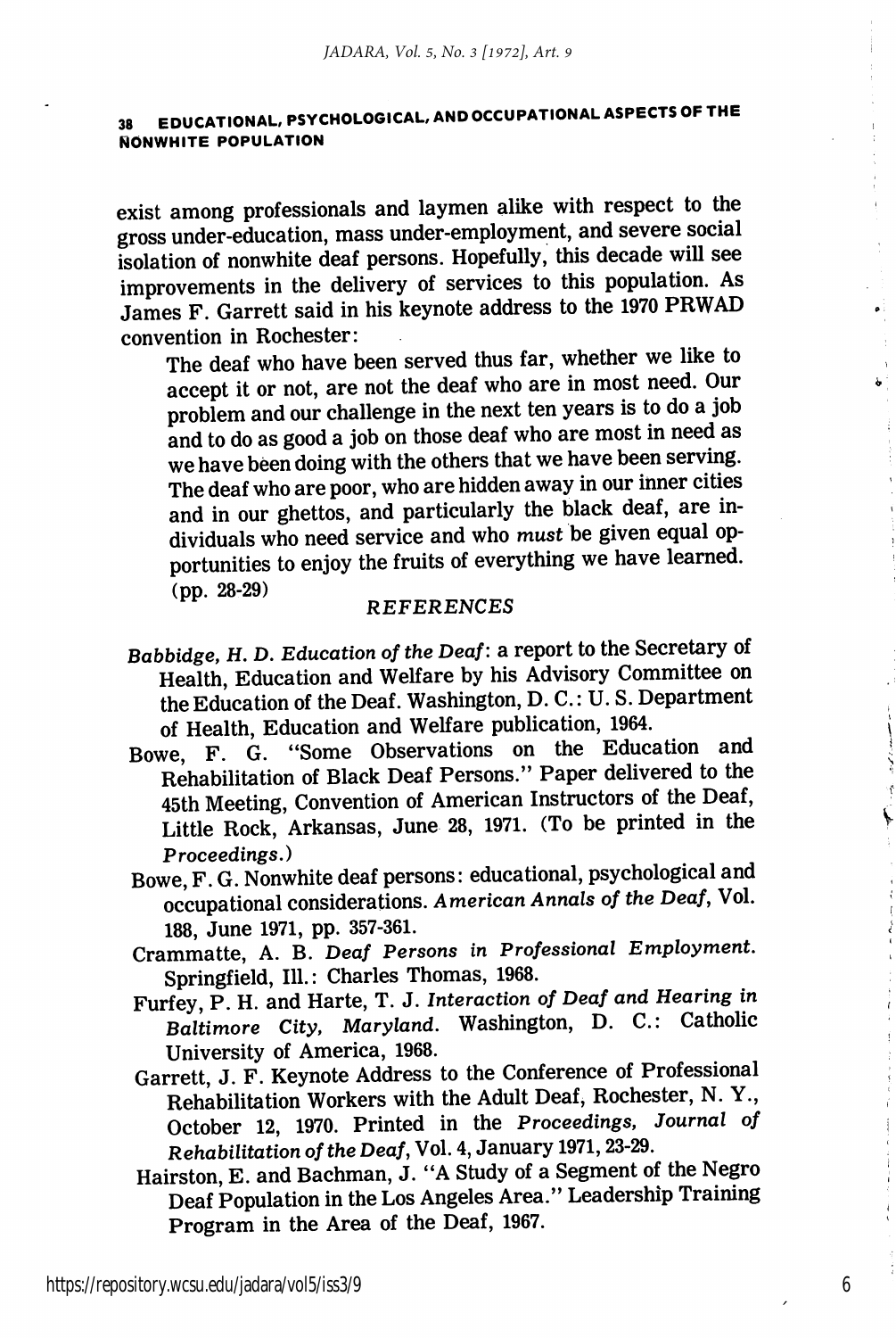exist among professionals and laymen alike with respect to the gross under-education, mass under-employment, and severe social isolation of nonwhite deaf persons. Hopefully, this decade will see improvements in the delivery of services to this population. As James F. Garrett said in his keynote address to the 1970 PRWAD convention in Rochester:

> The deaf who have been served thus far, whether we like to accept it or not, are not the deaf who are in most need. Our problem and our challenge in the next ten years is to do a job and to do as good a job on those deaf who are most in need as we have been doing with the others that we have been serving. The deaf who are poor, who are hidden away in our inner cities and in our ghettos, and particularly the black deaf, are individuals who need service and who *must* be given equal opportunities to enjoy the fruits of everything we have learned. (pp. 28-29)

## *REFERENCES*

*Babbidge, H. D. Education of the Deaf*: a report to the Secretary of Health, Education and Welfare by his Advisory Committee on the Education of the Deaf. Washington, D. C.: U. S. Department of Health, Education and Welfare publication, 1964.

Bowe, F. G. "Some Observations on the Education and Rehabilitation of Black Deaf Persons." Paper delivered to the 45th Meeting, Convention of American Instructors of the Deaf, Little Rock, Arkansas, June 28, 1971. (To be printed in the *Proceedings*.)

Bowe, F. G. Nonwhite deaf persons: educational, psychological and occupational considerations. *American Annals of the Deaf*, Vol. 188, June 1971, pp. 357-361.

Crammatte, A. B. *Deaf Persons in Professional Employment*. Springfield, Ill.: Charles Thomas, 1968.

Furfey, P. H. and Harte, T. J. *Interaction of Deaf and Hearing in Baltimore City, Maryland*. Washington, D. C.: Catholic University of America, 1968.

Garrett, J. F. Keynote Address to the Conference of Professional Rehabilitation Workers with the Adult Deaf, Rochester, N. Y., October 12, 1970. Printed in the *Proceedings, Journal of Rehabilitation of the Deaf*, Vol. 4, January 1971, 23-29.

Hairston, E. and Bachman, J. "A Study of a Segment of the Negro Deaf Population in the Los Angeles Area." Leadership Training Program in the Area of the Deaf, 1967.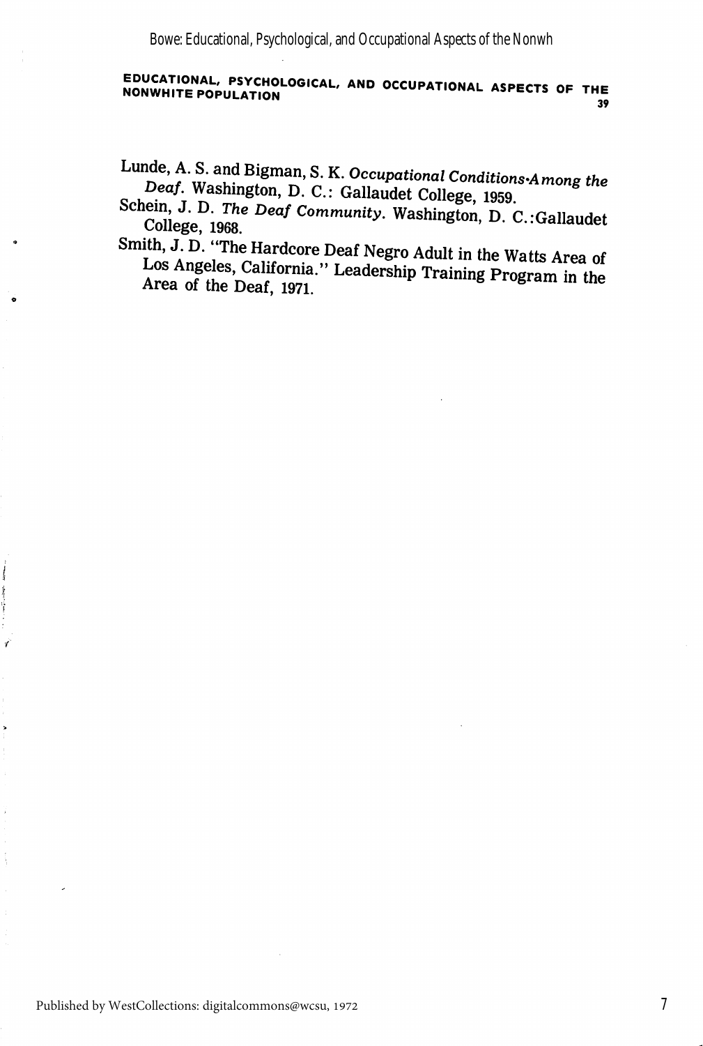Lunde, A. S. and Bigman, S. K. *Occupational Conditions·Among the Deaf*. Washington, D. C.: Gallaudet College, 1959.

Schein, J. D. *The Deaf Community*. Washington, D. C.:Gallaudet College, 1968.

Smith, J. D. "The Hardcore Deaf Negro Adult in the Watts Area of Los Angeles, California." Leadership Training Program in the Area of the Deaf, 1971.